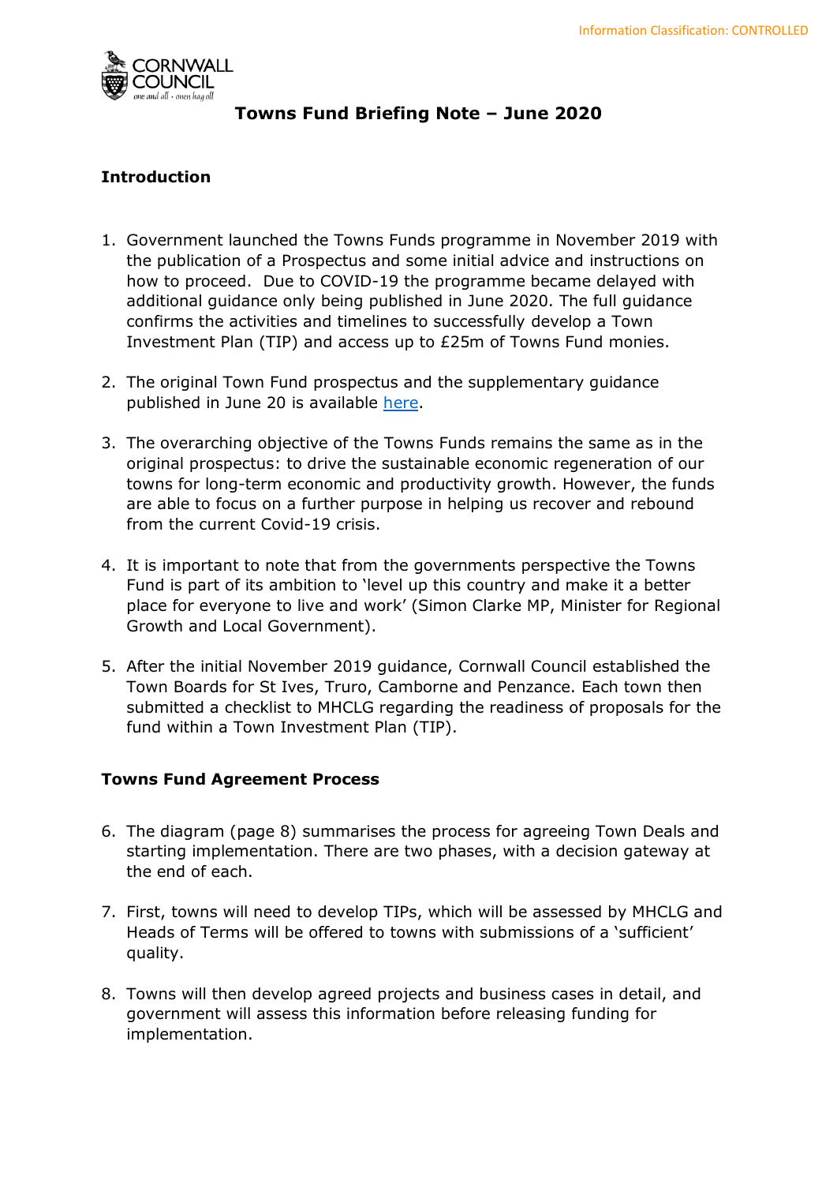Information Classification: CONTROLLED

# Towns Fund Briefing Note – June 2020

## Introduction

1. Government launched the Towns Funds programme in November 2019 with the publication of a Prospectus and some initial advice and instructions on how to proceed. Due to COVID-19 the programme became delayed with additional guidance only being published in June 2020. The full guidance confirms the activities and timelines to successfully develop a Town Investment Plan (TIP) and access up to £25m of Towns Fund monies.

2. The original Town Fund prospectus and the supplementary guidance published in June 20 is available here.

3. The overarching objective of the Towns Funds remains the same as in the original prospectus: to drive the sustainable economic regeneration of our towns for long-term economic and productivity growth. However, the funds are able to focus on a further purpose in helping us recover and rebound from the current Covid-19 crisis.

4. It is important to note that from the governments perspective the Towns Fund is part of its ambition to 'level up this country and make it a better place for everyone to live and work' (Simon Clarke MP, Minister for Regional Growth and Local Government).

5. After the initial November 2019 guidance, Cornwall Council established the Town Boards for St Ives, Truro, Camborne and Penzance. Each town then submitted a checklist to MHCLG regarding the readiness of proposals for the fund within a Town Investment Plan (TIP).

## Towns Fund Agreement Process

6. The diagram (page 8) summarises the process for agreeing Town Deals and starting implementation. There are two phases, with a decision gateway at the end of each.

7. First, towns will need to develop TIPs, which will be assessed by MHCLG and Heads of Terms will be offered to towns with submissions of a 'sufficient' quality.

8. Towns will then develop agreed projects and business cases in detail, and government will assess this information before releasing funding for implementation.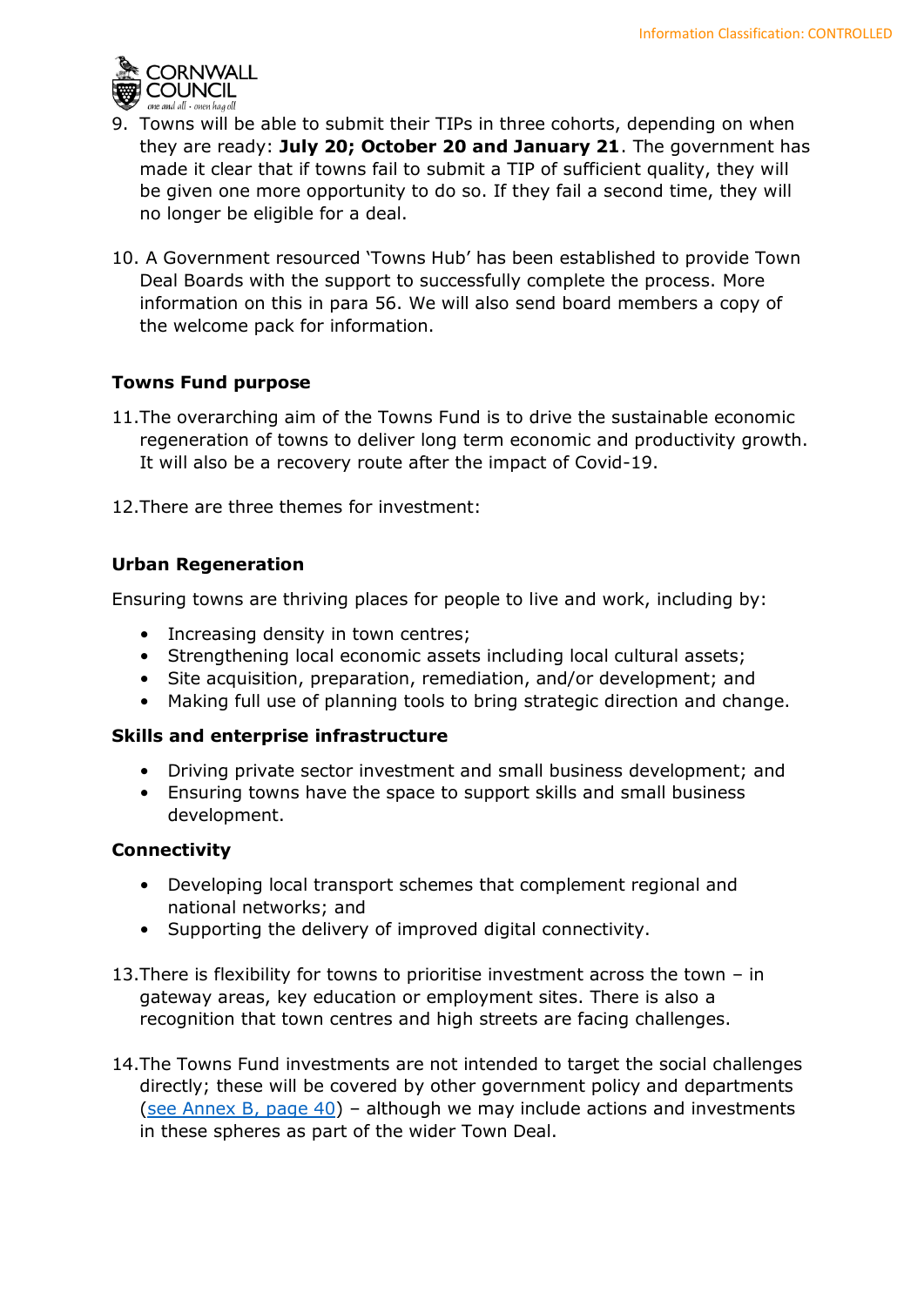9. Towns will be able to submit their TIPs in three cohorts, depending on when they are ready: **July 20; October 20 and January 21**. The government has made it clear that if towns fail to submit a TIP of sufficient quality, they will be given one more opportunity to do so. If they fail a second time, they will no longer be eligible for a deal.

10. A Government resourced 'Towns Hub' has been established to provide Town Deal Boards with the support to successfully complete the process. More information on this in para 56. We will also send board members a copy of the welcome pack for information.

**Towns Fund purpose**

11. The overarching aim of the Towns Fund is to drive the sustainable economic regeneration of towns to deliver long term economic and productivity growth. It will also be a recovery route after the impact of Covid-19.

12. There are three themes for investment:

**Urban Regeneration**

Ensuring towns are thriving places for people to live and work, including by:

- Increasing density in town centres;
- Strengthening local economic assets including local cultural assets;
- Site acquisition, preparation, remediation, and/or development; and
- Making full use of planning tools to bring strategic direction and change.

**Skills and enterprise infrastructure**

- Driving private sector investment and small business development; and
- Ensuring towns have the space to support skills and small business development.

**Connectivity**

- Developing local transport schemes that complement regional and national networks; and
- Supporting the delivery of improved digital connectivity.

13. There is flexibility for towns to prioritise investment across the town – in gateway areas, key education or employment sites. There is also a recognition that town centres and high streets are facing challenges.

14. The Towns Fund investments are not intended to target the social challenges directly; these will be covered by other government policy and departments (see Annex B, page 40) – although we may include actions and investments in these spheres as part of the wider Town Deal.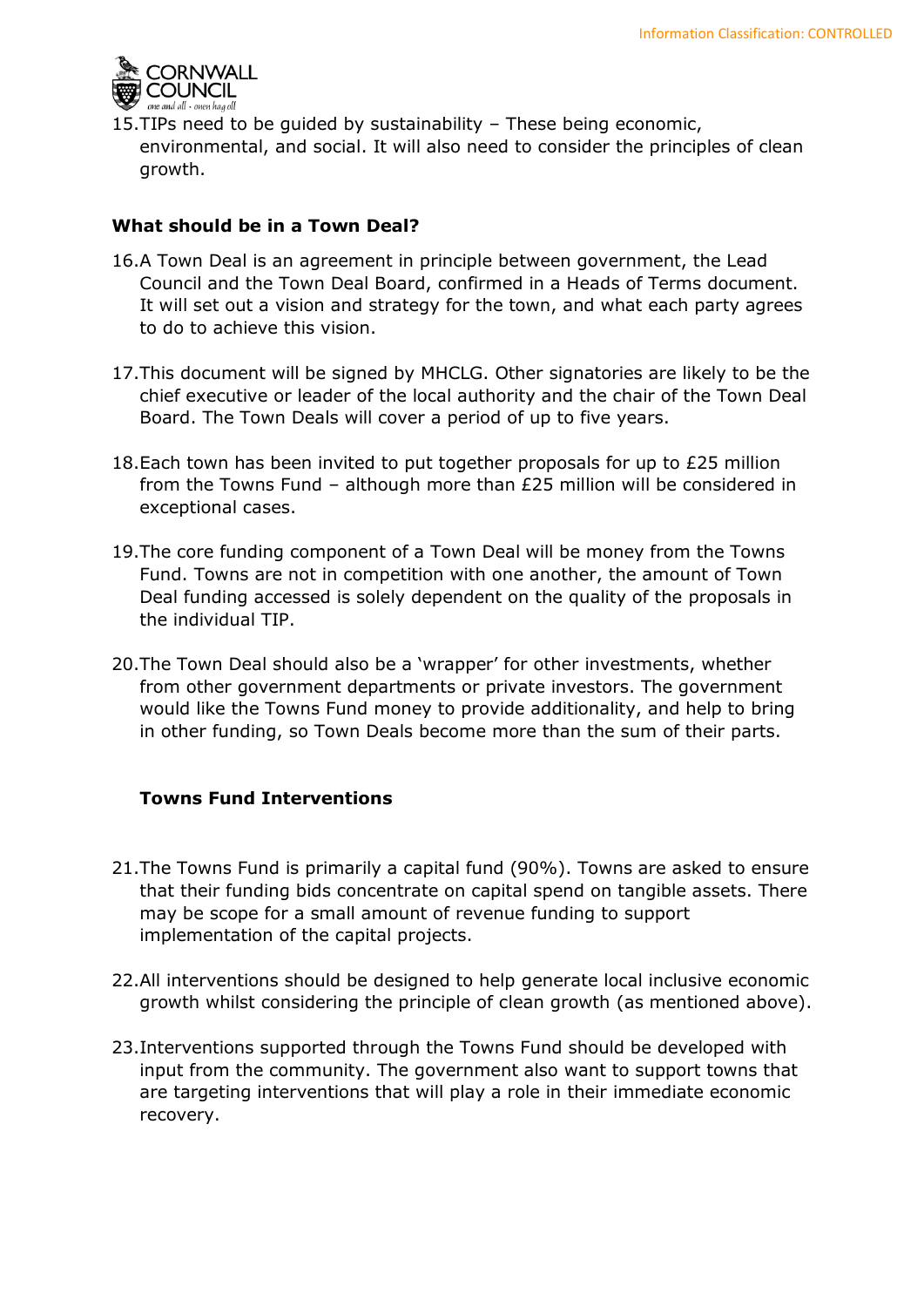15. TIPs need to be guided by sustainability – These being economic, environmental, and social. It will also need to consider the principles of clean growth.

**What should be in a Town Deal?**

16. A Town Deal is an agreement in principle between government, the Lead Council and the Town Deal Board, confirmed in a Heads of Terms document. It will set out a vision and strategy for the town, and what each party agrees to do to achieve this vision.

17. This document will be signed by MHCLG. Other signatories are likely to be the chief executive or leader of the local authority and the chair of the Town Deal Board. The Town Deals will cover a period of up to five years.

18. Each town has been invited to put together proposals for up to £25 million from the Towns Fund – although more than £25 million will be considered in exceptional cases.

19. The core funding component of a Town Deal will be money from the Towns Fund. Towns are not in competition with one another, the amount of Town Deal funding accessed is solely dependent on the quality of the proposals in the individual TIP.

20. The Town Deal should also be a 'wrapper' for other investments, whether from other government departments or private investors. The government would like the Towns Fund money to provide additionality, and help to bring in other funding, so Town Deals become more than the sum of their parts.

**Towns Fund Interventions**

21. The Towns Fund is primarily a capital fund (90%). Towns are asked to ensure that their funding bids concentrate on capital spend on tangible assets. There may be scope for a small amount of revenue funding to support implementation of the capital projects.

22. All interventions should be designed to help generate local inclusive economic growth whilst considering the principle of clean growth (as mentioned above).

23. Interventions supported through the Towns Fund should be developed with input from the community. The government also want to support towns that are targeting interventions that will play a role in their immediate economic recovery.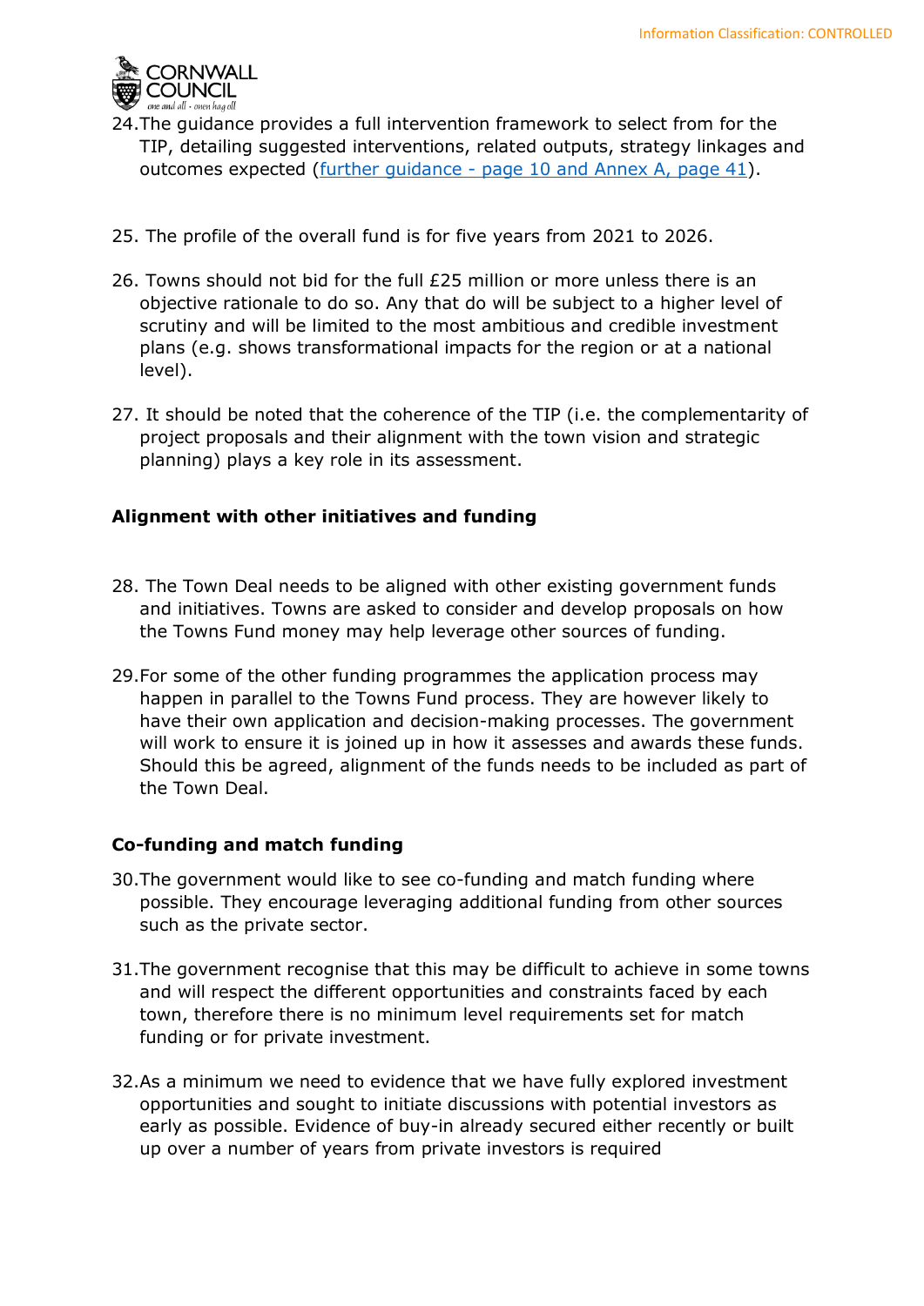24. The guidance provides a full intervention framework to select from for the TIP, detailing suggested interventions, related outputs, strategy linkages and outcomes expected (further guidance - page 10 and Annex A, page 41).

25. The profile of the overall fund is for five years from 2021 to 2026.

26. Towns should not bid for the full £25 million or more unless there is an objective rationale to do so. Any that do will be subject to a higher level of scrutiny and will be limited to the most ambitious and credible investment plans (e.g. shows transformational impacts for the region or at a national level).

27. It should be noted that the coherence of the TIP (i.e. the complementarity of project proposals and their alignment with the town vision and strategic planning) plays a key role in its assessment.

**Alignment with other initiatives and funding**

28. The Town Deal needs to be aligned with other existing government funds and initiatives. Towns are asked to consider and develop proposals on how the Towns Fund money may help leverage other sources of funding.

29. For some of the other funding programmes the application process may happen in parallel to the Towns Fund process. They are however likely to have their own application and decision-making processes. The government will work to ensure it is joined up in how it assesses and awards these funds. Should this be agreed, alignment of the funds needs to be included as part of the Town Deal.

**Co-funding and match funding**

30. The government would like to see co-funding and match funding where possible. They encourage leveraging additional funding from other sources such as the private sector.

31. The government recognise that this may be difficult to achieve in some towns and will respect the different opportunities and constraints faced by each town, therefore there is no minimum level requirements set for match funding or for private investment.

32. As a minimum we need to evidence that we have fully explored investment opportunities and sought to initiate discussions with potential investors as early as possible. Evidence of buy-in already secured either recently or built up over a number of years from private investors is required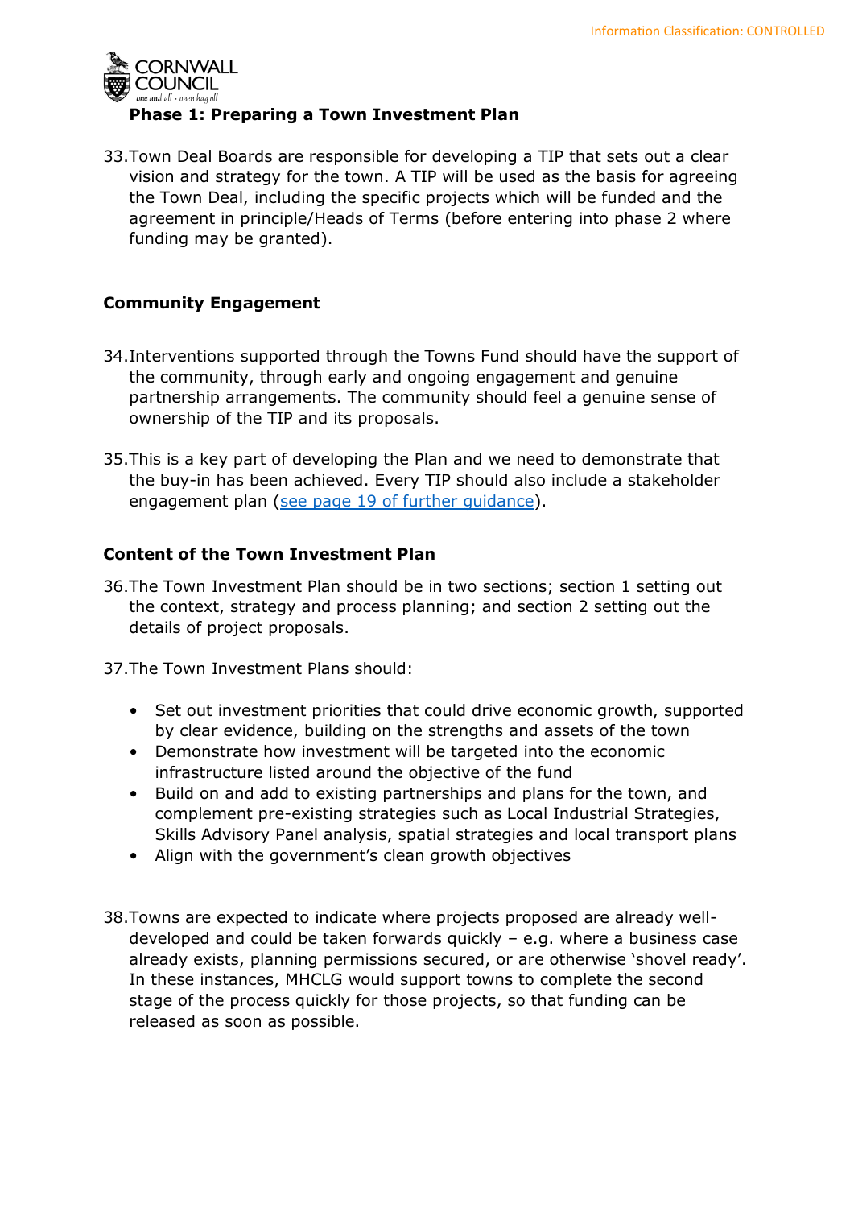### Phase 1: Preparing a Town Investment Plan

33. Town Deal Boards are responsible for developing a TIP that sets out a clear vision and strategy for the town. A TIP will be used as the basis for agreeing the Town Deal, including the specific projects which will be funded and the agreement in principle/Heads of Terms (before entering into phase 2 where funding may be granted).

### Community Engagement

34. Interventions supported through the Towns Fund should have the support of the community, through early and ongoing engagement and genuine partnership arrangements. The community should feel a genuine sense of ownership of the TIP and its proposals.

35. This is a key part of developing the Plan and we need to demonstrate that the buy-in has been achieved. Every TIP should also include a stakeholder engagement plan (see page 19 of further guidance).

### Content of the Town Investment Plan

36. The Town Investment Plan should be in two sections; section 1 setting out the context, strategy and process planning; and section 2 setting out the details of project proposals.

37. The Town Investment Plans should:

- Set out investment priorities that could drive economic growth, supported by clear evidence, building on the strengths and assets of the town
- Demonstrate how investment will be targeted into the economic infrastructure listed around the objective of the fund
- Build on and add to existing partnerships and plans for the town, and complement pre-existing strategies such as Local Industrial Strategies, Skills Advisory Panel analysis, spatial strategies and local transport plans
- Align with the government's clean growth objectives

38. Towns are expected to indicate where projects proposed are already well-developed and could be taken forwards quickly – e.g. where a business case already exists, planning permissions secured, or are otherwise 'shovel ready'. In these instances, MHCLG would support towns to complete the second stage of the process quickly for those projects, so that funding can be released as soon as possible.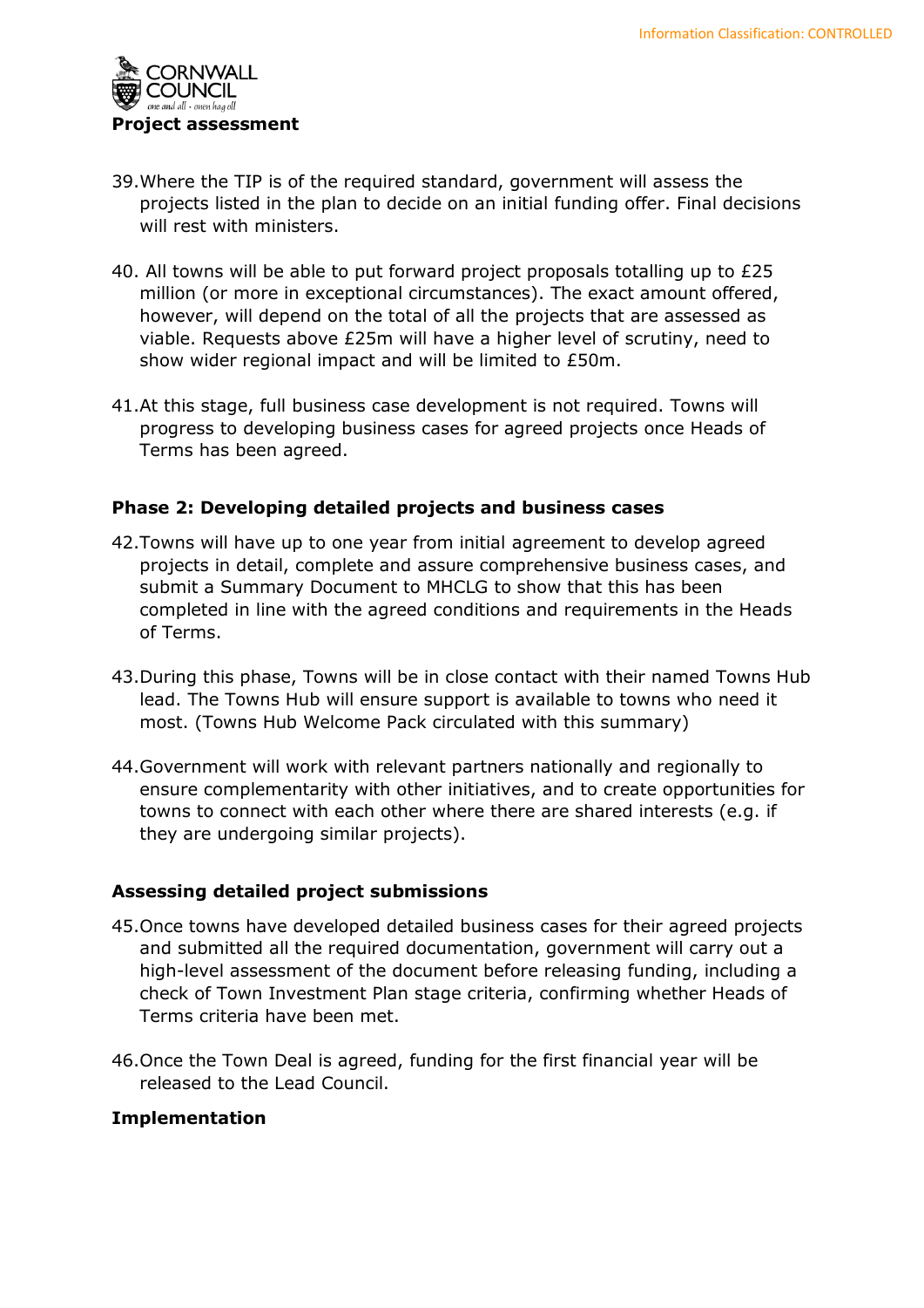**Project assessment**

39. Where the TIP is of the required standard, government will assess the projects listed in the plan to decide on an initial funding offer. Final decisions will rest with ministers.

40. All towns will be able to put forward project proposals totalling up to £25 million (or more in exceptional circumstances). The exact amount offered, however, will depend on the total of all the projects that are assessed as viable. Requests above £25m will have a higher level of scrutiny, need to show wider regional impact and will be limited to £50m.

41. At this stage, full business case development is not required. Towns will progress to developing business cases for agreed projects once Heads of Terms has been agreed.

**Phase 2: Developing detailed projects and business cases**

42. Towns will have up to one year from initial agreement to develop agreed projects in detail, complete and assure comprehensive business cases, and submit a Summary Document to MHCLG to show that this has been completed in line with the agreed conditions and requirements in the Heads of Terms.

43. During this phase, Towns will be in close contact with their named Towns Hub lead. The Towns Hub will ensure support is available to towns who need it most. (Towns Hub Welcome Pack circulated with this summary)

44. Government will work with relevant partners nationally and regionally to ensure complementarity with other initiatives, and to create opportunities for towns to connect with each other where there are shared interests (e.g. if they are undergoing similar projects).

**Assessing detailed project submissions**

45. Once towns have developed detailed business cases for their agreed projects and submitted all the required documentation, government will carry out a high-level assessment of the document before releasing funding, including a check of Town Investment Plan stage criteria, confirming whether Heads of Terms criteria have been met.

46. Once the Town Deal is agreed, funding for the first financial year will be released to the Lead Council.

**Implementation**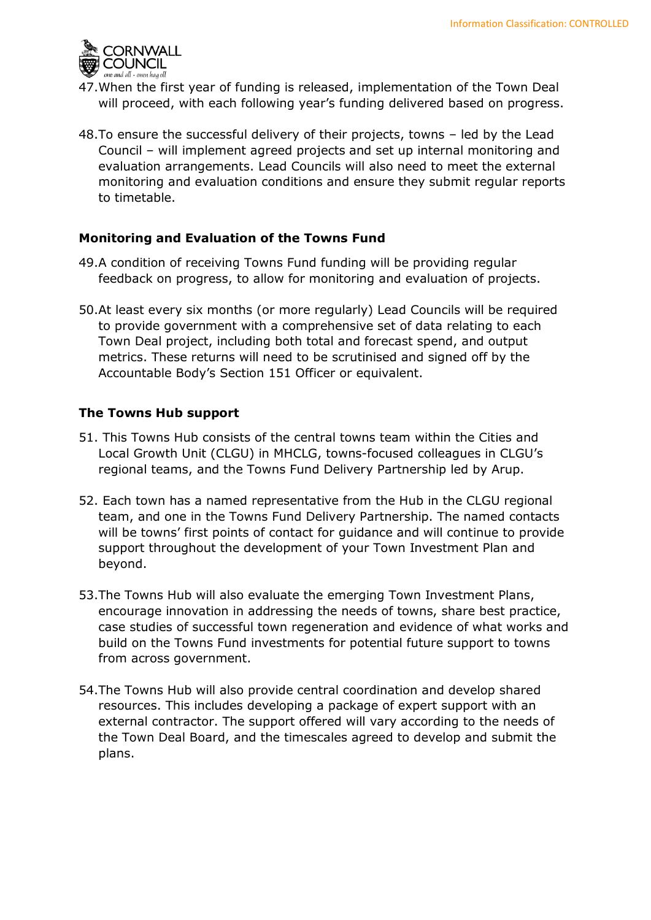47. When the first year of funding is released, implementation of the Town Deal will proceed, with each following year's funding delivered based on progress.

48. To ensure the successful delivery of their projects, towns – led by the Lead Council – will implement agreed projects and set up internal monitoring and evaluation arrangements. Lead Councils will also need to meet the external monitoring and evaluation conditions and ensure they submit regular reports to timetable.

**Monitoring and Evaluation of the Towns Fund**

49. A condition of receiving Towns Fund funding will be providing regular feedback on progress, to allow for monitoring and evaluation of projects.

50. At least every six months (or more regularly) Lead Councils will be required to provide government with a comprehensive set of data relating to each Town Deal project, including both total and forecast spend, and output metrics. These returns will need to be scrutinised and signed off by the Accountable Body's Section 151 Officer or equivalent.

**The Towns Hub support**

51. This Towns Hub consists of the central towns team within the Cities and Local Growth Unit (CLGU) in MHCLG, towns-focused colleagues in CLGU's regional teams, and the Towns Fund Delivery Partnership led by Arup.

52. Each town has a named representative from the Hub in the CLGU regional team, and one in the Towns Fund Delivery Partnership. The named contacts will be towns' first points of contact for guidance and will continue to provide support throughout the development of your Town Investment Plan and beyond.

53. The Towns Hub will also evaluate the emerging Town Investment Plans, encourage innovation in addressing the needs of towns, share best practice, case studies of successful town regeneration and evidence of what works and build on the Towns Fund investments for potential future support to towns from across government.

54. The Towns Hub will also provide central coordination and develop shared resources. This includes developing a package of expert support with an external contractor. The support offered will vary according to the needs of the Town Deal Board, and the timescales agreed to develop and submit the plans.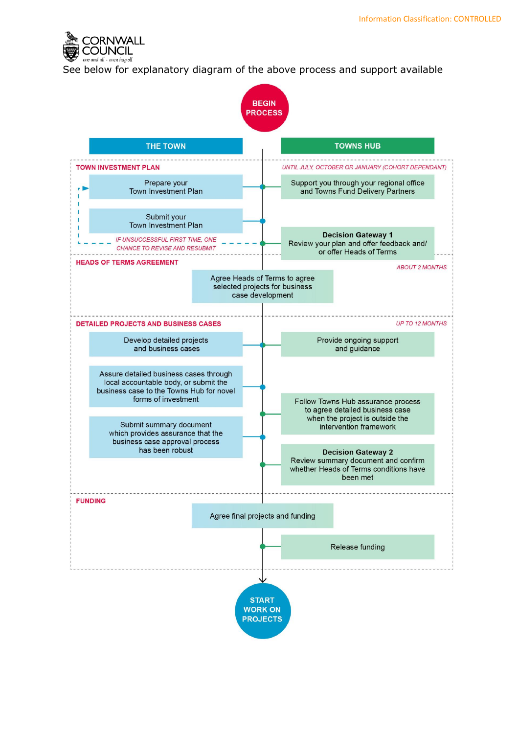Information Classification: CONTROLLED

CORNWALL COUNCIL
one and all • onen hag oll

See below for explanatory diagram of the above process and support available

BEGIN PROCESS

THE TOWN

TOWNS HUB

**TOWN INVESTMENT PLAN**

*UNTIL JULY, OCTOBER OR JANUARY (COHORT DEPENDANT)*

Prepare your Town Investment Plan

Support you through your regional office and Towns Fund Delivery Partners

Submit your Town Investment Plan

**Decision Gateway 1**
Review your plan and offer feedback and/or offer Heads of Terms

*IF UNSUCCESSFUL FIRST TIME, ONE CHANCE TO REVISE AND RESUBMIT*

**HEADS OF TERMS AGREEMENT**

*ABOUT 2 MONTHS*

Agree Heads of Terms to agree selected projects for business case development

**DETAILED PROJECTS AND BUSINESS CASES**

*UP TO 12 MONTHS*

Develop detailed projects and business cases

Provide ongoing support and guidance

Assure detailed business cases through local accountable body, or submit the business case to the Towns Hub for novel forms of investment

Follow Towns Hub assurance process to agree detailed business case when the project is outside the intervention framework

Submit summary document which provides assurance that the business case approval process has been robust

**Decision Gateway 2**
Review summary document and confirm whether Heads of Terms conditions have been met

**FUNDING**

Agree final projects and funding

Release funding

START WORK ON PROJECTS